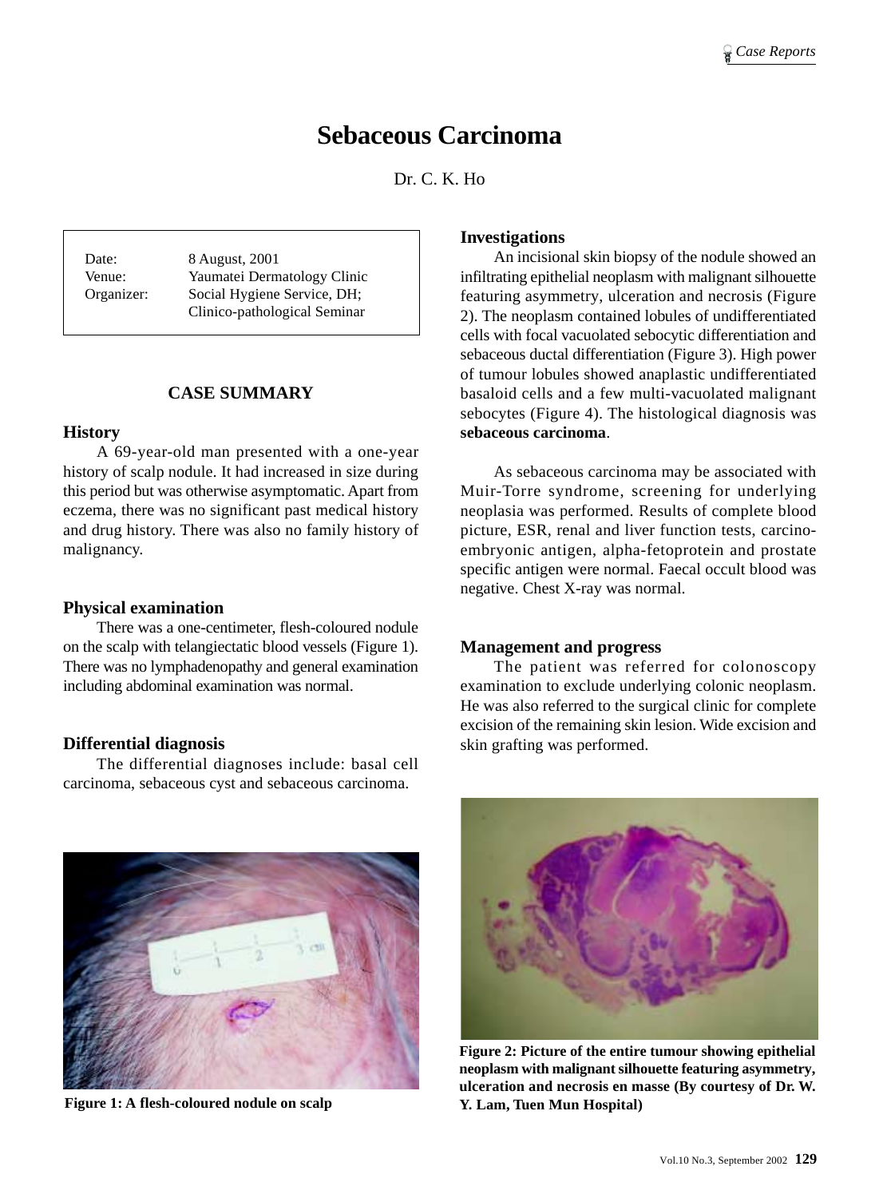# Sebaceous Carcinoma

Dr. C. K. Ho

| | |
|---|---|
| Date: | 8 August, 2001 |
| Venue: | Yaumatei Dermatology Clinic |
| Organizer: | Social Hygiene Service, DH; Clinico-pathological Seminar |

## CASE SUMMARY

### History

A 69-year-old man presented with a one-year history of scalp nodule. It had increased in size during this period but was otherwise asymptomatic. Apart from eczema, there was no significant past medical history and drug history. There was also no family history of malignancy.

### Physical examination

There was a one-centimeter, flesh-coloured nodule on the scalp with telangiectatic blood vessels (Figure 1). There was no lymphadenopathy and general examination including abdominal examination was normal.

### Differential diagnosis

The differential diagnoses include: basal cell carcinoma, sebaceous cyst and sebaceous carcinoma.

### Investigations

An incisional skin biopsy of the nodule showed an infiltrating epithelial neoplasm with malignant silhouette featuring asymmetry, ulceration and necrosis (Figure 2). The neoplasm contained lobules of undifferentiated cells with focal vacuolated sebocytic differentiation and sebaceous ductal differentiation (Figure 3). High power of tumour lobules showed anaplastic undifferentiated basaloid cells and a few multi-vacuolated malignant sebocytes (Figure 4). The histological diagnosis was **sebaceous carcinoma**.

As sebaceous carcinoma may be associated with Muir-Torre syndrome, screening for underlying neoplasia was performed. Results of complete blood picture, ESR, renal and liver function tests, carcino-embryonic antigen, alpha-fetoprotein and prostate specific antigen were normal. Faecal occult blood was negative. Chest X-ray was normal.

### Management and progress

The patient was referred for colonoscopy examination to exclude underlying colonic neoplasm. He was also referred to the surgical clinic for complete excision of the remaining skin lesion. Wide excision and skin grafting was performed.

**Figure 1: A flesh-coloured nodule on scalp**

**Figure 2: Picture of the entire tumour showing epithelial neoplasm with malignant silhouette featuring asymmetry, ulceration and necrosis en masse (By courtesy of Dr. W. Y. Lam, Tuen Mun Hospital)**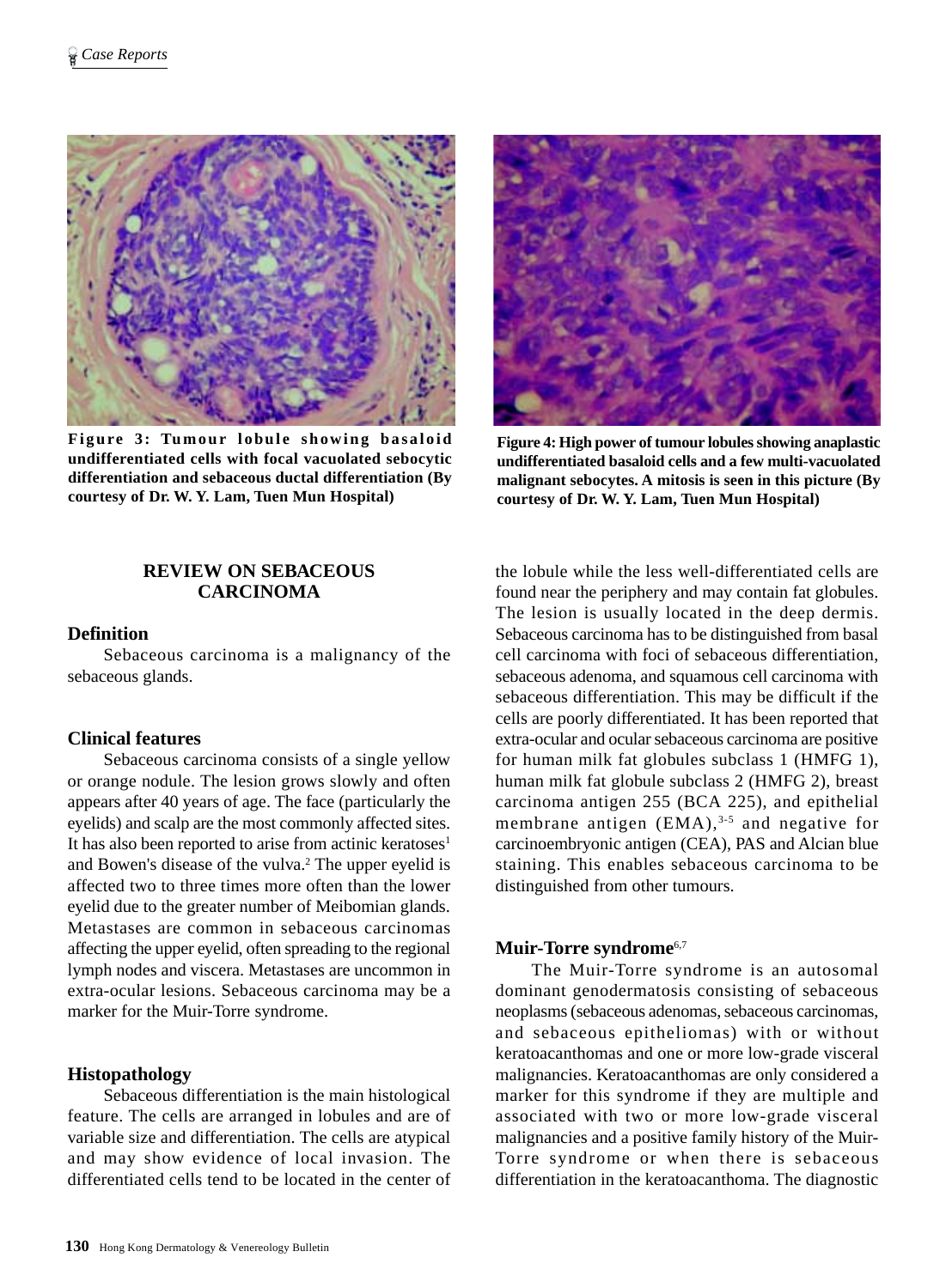Figure 3: Tumour lobule showing basaloid undifferentiated cells with focal vacuolated sebocytic differentiation and sebaceous ductal differentiation (By courtesy of Dr. W. Y. Lam, Tuen Mun Hospital)

Figure 4: High power of tumour lobules showing anaplastic undifferentiated basaloid cells and a few multi-vacuolated malignant sebocytes. A mitosis is seen in this picture (By courtesy of Dr. W. Y. Lam, Tuen Mun Hospital)

## REVIEW ON SEBACEOUS CARCINOMA

### Definition

Sebaceous carcinoma is a malignancy of the sebaceous glands.

### Clinical features

Sebaceous carcinoma consists of a single yellow or orange nodule. The lesion grows slowly and often appears after 40 years of age. The face (particularly the eyelids) and scalp are the most commonly affected sites. It has also been reported to arise from actinic keratoses[1] and Bowen's disease of the vulva.[2] The upper eyelid is affected two to three times more often than the lower eyelid due to the greater number of Meibomian glands. Metastases are common in sebaceous carcinomas affecting the upper eyelid, often spreading to the regional lymph nodes and viscera. Metastases are uncommon in extra-ocular lesions. Sebaceous carcinoma may be a marker for the Muir-Torre syndrome.

### Histopathology

Sebaceous differentiation is the main histological feature. The cells are arranged in lobules and are of variable size and differentiation. The cells are atypical and may show evidence of local invasion. The differentiated cells tend to be located in the center of the lobule while the less well-differentiated cells are found near the periphery and may contain fat globules. The lesion is usually located in the deep dermis. Sebaceous carcinoma has to be distinguished from basal cell carcinoma with foci of sebaceous differentiation, sebaceous adenoma, and squamous cell carcinoma with sebaceous differentiation. This may be difficult if the cells are poorly differentiated. It has been reported that extra-ocular and ocular sebaceous carcinoma are positive for human milk fat globules subclass 1 (HMFG 1), human milk fat globule subclass 2 (HMFG 2), breast carcinoma antigen 255 (BCA 225), and epithelial membrane antigen (EMA),[3-5] and negative for carcinoembryonic antigen (CEA), PAS and Alcian blue staining. This enables sebaceous carcinoma to be distinguished from other tumours.

### Muir-Torre syndrome[6,7]

The Muir-Torre syndrome is an autosomal dominant genodermatosis consisting of sebaceous neoplasms (sebaceous adenomas, sebaceous carcinomas, and sebaceous epitheliomas) with or without keratoacanthomas and one or more low-grade visceral malignancies. Keratoacanthomas are only considered a marker for this syndrome if they are multiple and associated with two or more low-grade visceral malignancies and a positive family history of the Muir-Torre syndrome or when there is sebaceous differentiation in the keratoacanthoma. The diagnostic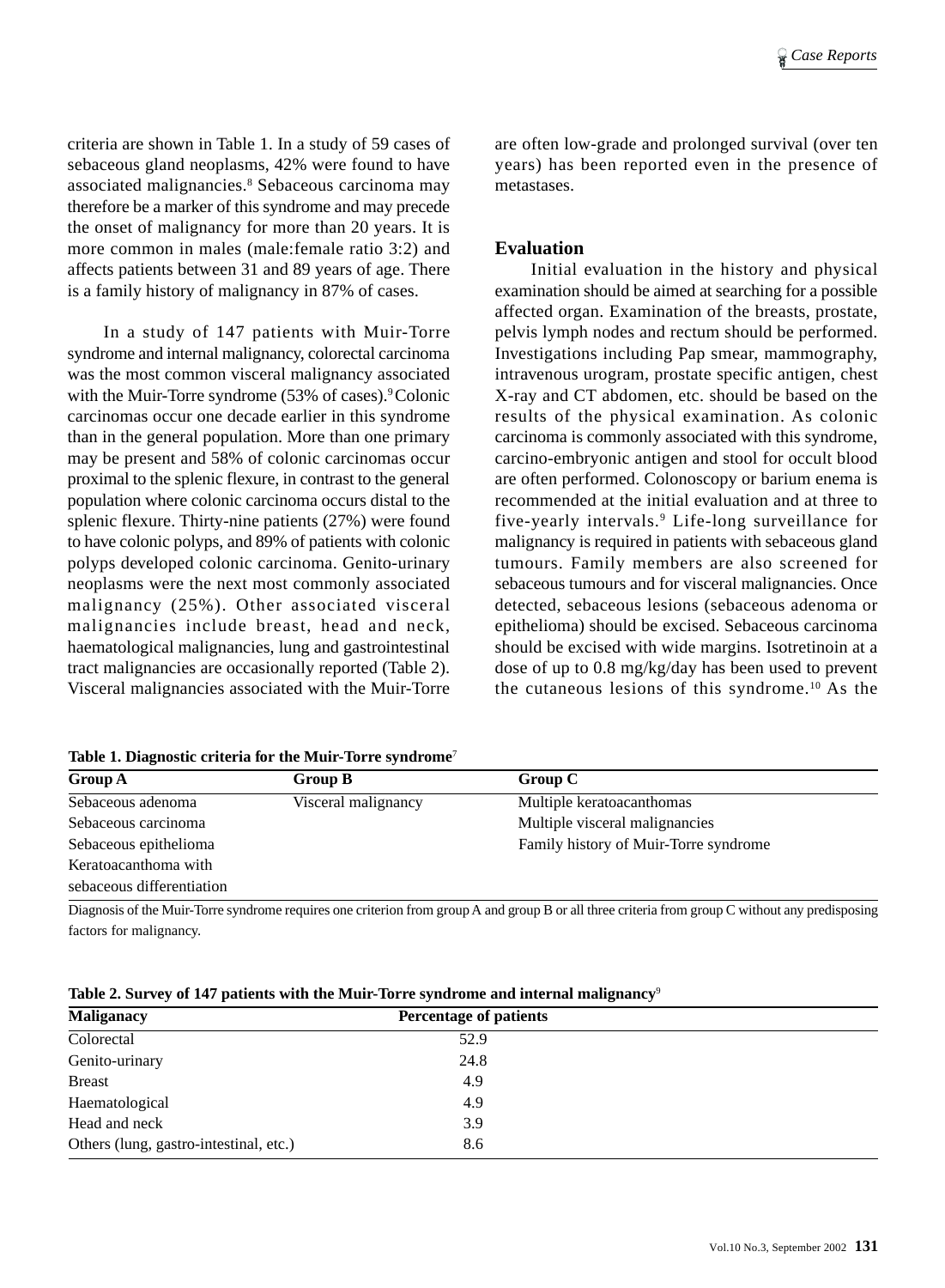criteria are shown in Table 1. In a study of 59 cases of sebaceous gland neoplasms, 42% were found to have associated malignancies.[8] Sebaceous carcinoma may therefore be a marker of this syndrome and may precede the onset of malignancy for more than 20 years. It is more common in males (male:female ratio 3:2) and affects patients between 31 and 89 years of age. There is a family history of malignancy in 87% of cases.

In a study of 147 patients with Muir-Torre syndrome and internal malignancy, colorectal carcinoma was the most common visceral malignancy associated with the Muir-Torre syndrome (53% of cases).[9] Colonic carcinomas occur one decade earlier in this syndrome than in the general population. More than one primary may be present and 58% of colonic carcinomas occur proximal to the splenic flexure, in contrast to the general population where colonic carcinoma occurs distal to the splenic flexure. Thirty-nine patients (27%) were found to have colonic polyps, and 89% of patients with colonic polyps developed colonic carcinoma. Genito-urinary neoplasms were the next most commonly associated malignancy (25%). Other associated visceral malignancies include breast, head and neck, haematological malignancies, lung and gastrointestinal tract malignancies are occasionally reported (Table 2). Visceral malignancies associated with the Muir-Torre are often low-grade and prolonged survival (over ten years) has been reported even in the presence of metastases.

## Evaluation

Initial evaluation in the history and physical examination should be aimed at searching for a possible affected organ. Examination of the breasts, prostate, pelvis lymph nodes and rectum should be performed. Investigations including Pap smear, mammography, intravenous urogram, prostate specific antigen, chest X-ray and CT abdomen, etc. should be based on the results of the physical examination. As colonic carcinoma is commonly associated with this syndrome, carcino-embryonic antigen and stool for occult blood are often performed. Colonoscopy or barium enema is recommended at the initial evaluation and at three to five-yearly intervals.[9] Life-long surveillance for malignancy is required in patients with sebaceous gland tumours. Family members are also screened for sebaceous tumours and for visceral malignancies. Once detected, sebaceous lesions (sebaceous adenoma or epithelioma) should be excised. Sebaceous carcinoma should be excised with wide margins. Isotretinoin at a dose of up to 0.8 mg/kg/day has been used to prevent the cutaneous lesions of this syndrome.[10] As the

**Table 1. Diagnostic criteria for the Muir-Torre syndrome**[7]

| Group A | Group B | Group C |
|---|---|---|
| Sebaceous adenoma | Visceral malignancy | Multiple keratoacanthomas |
| Sebaceous carcinoma | | Multiple visceral malignancies |
| Sebaceous epithelioma | | Family history of Muir-Torre syndrome |
| Keratoacanthoma with sebaceous differentiation | | |

Diagnosis of the Muir-Torre syndrome requires one criterion from group A and group B or all three criteria from group C without any predisposing factors for malignancy.

**Table 2. Survey of 147 patients with the Muir-Torre syndrome and internal malignancy**[9]

| Maliganacy | Percentage of patients |
|---|---|
| Colorectal | 52.9 |
| Genito-urinary | 24.8 |
| Breast | 4.9 |
| Haematological | 4.9 |
| Head and neck | 3.9 |
| Others (lung, gastro-intestinal, etc.) | 8.6 |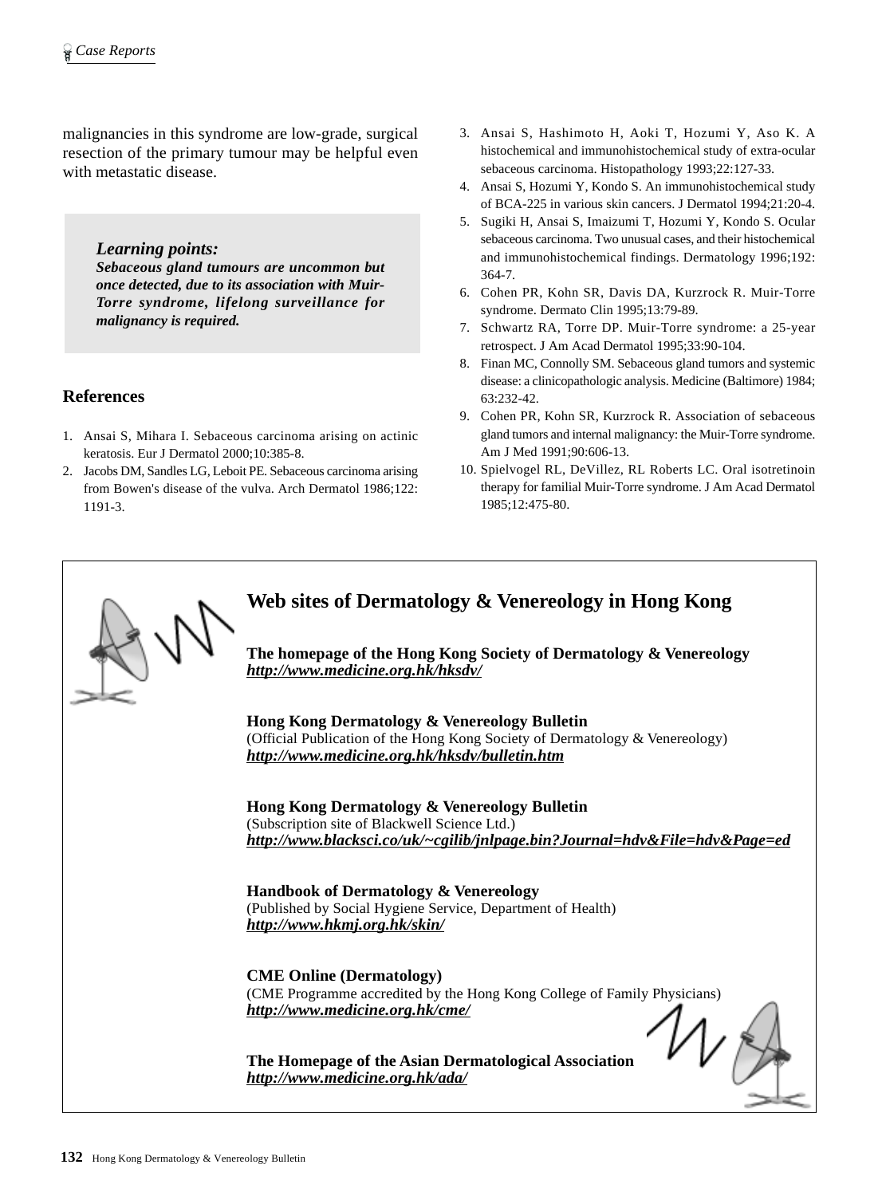malignancies in this syndrome are low-grade, surgical resection of the primary tumour may be helpful even with metastatic disease.

> ***Learning points:***
> ***Sebaceous gland tumours are uncommon but once detected, due to its association with Muir-Torre syndrome, lifelong surveillance for malignancy is required.***

## References

1. Ansai S, Mihara I. Sebaceous carcinoma arising on actinic keratosis. Eur J Dermatol 2000;10:385-8.
2. Jacobs DM, Sandles LG, Leboit PE. Sebaceous carcinoma arising from Bowen's disease of the vulva. Arch Dermatol 1986;122: 1191-3.
3. Ansai S, Hashimoto H, Aoki T, Hozumi Y, Aso K. A histochemical and immunohistochemical study of extra-ocular sebaceous carcinoma. Histopathology 1993;22:127-33.
4. Ansai S, Hozumi Y, Kondo S. An immunohistochemical study of BCA-225 in various skin cancers. J Dermatol 1994;21:20-4.
5. Sugiki H, Ansai S, Imaizumi T, Hozumi Y, Kondo S. Ocular sebaceous carcinoma. Two unusual cases, and their histochemical and immunohistochemical findings. Dermatology 1996;192: 364-7.
6. Cohen PR, Kohn SR, Davis DA, Kurzrock R. Muir-Torre syndrome. Dermato Clin 1995;13:79-89.
7. Schwartz RA, Torre DP. Muir-Torre syndrome: a 25-year retrospect. J Am Acad Dermatol 1995;33:90-104.
8. Finan MC, Connolly SM. Sebaceous gland tumors and systemic disease: a clinicopathologic analysis. Medicine (Baltimore) 1984; 63:232-42.
9. Cohen PR, Kohn SR, Kurzrock R. Association of sebaceous gland tumors and internal malignancy: the Muir-Torre syndrome. Am J Med 1991;90:606-13.
10. Spielvogel RL, DeVillez, RL Roberts LC. Oral isotretinoin therapy for familial Muir-Torre syndrome. J Am Acad Dermatol 1985;12:475-80.

## Web sites of Dermatology & Venereology in Hong Kong

**The homepage of the Hong Kong Society of Dermatology & Venereology**
***http://www.medicine.org.hk/hksdv/***

**Hong Kong Dermatology & Venereology Bulletin**
(Official Publication of the Hong Kong Society of Dermatology & Venereology)
***http://www.medicine.org.hk/hksdv/bulletin.htm***

**Hong Kong Dermatology & Venereology Bulletin**
(Subscription site of Blackwell Science Ltd.)
***http://www.blacksci.co/uk/~cgilib/jnlpage.bin?Journal=hdv&File=hdv&Page=ed***

**Handbook of Dermatology & Venereology**
(Published by Social Hygiene Service, Department of Health)
***http://www.hkmj.org.hk/skin/***

**CME Online (Dermatology)**
(CME Programme accredited by the Hong Kong College of Family Physicians)
***http://www.medicine.org.hk/cme/***

**The Homepage of the Asian Dermatological Association**
***http://www.medicine.org.hk/ada/***